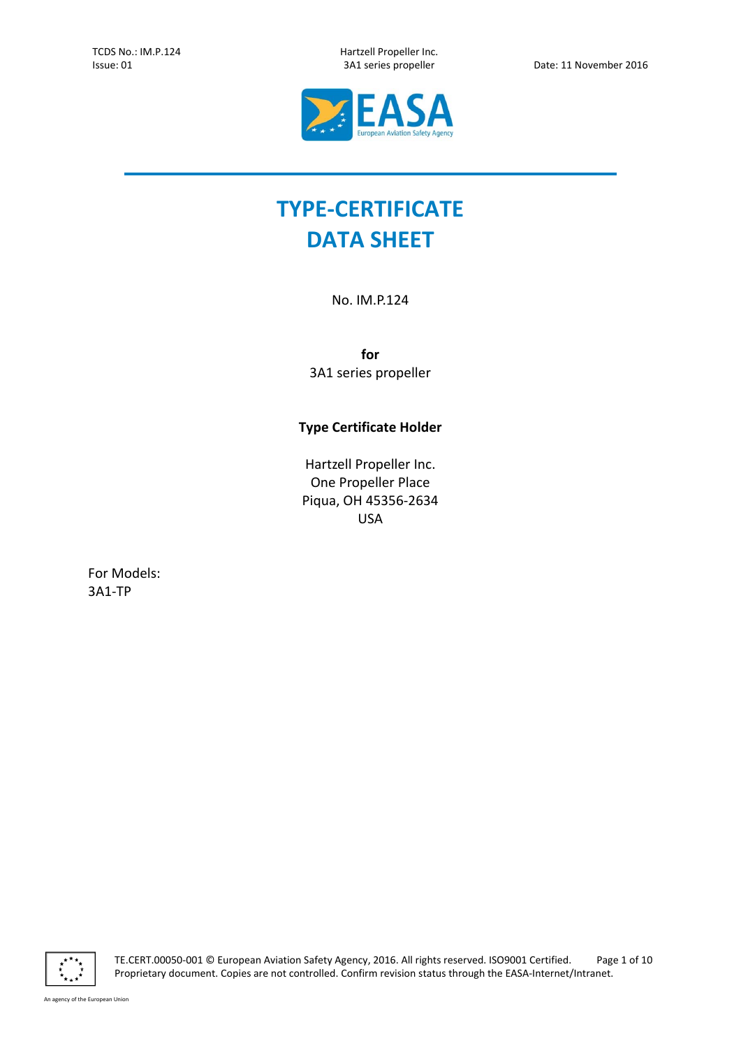# TYPE-CERTIFICATE DATA SHEET

No. IM.P.124

**for**
3A1 series propeller

**Type Certificate Holder**

Hartzell Propeller Inc.
One Propeller Place
Piqua, OH 45356-2634
USA

For Models:
3A1-TP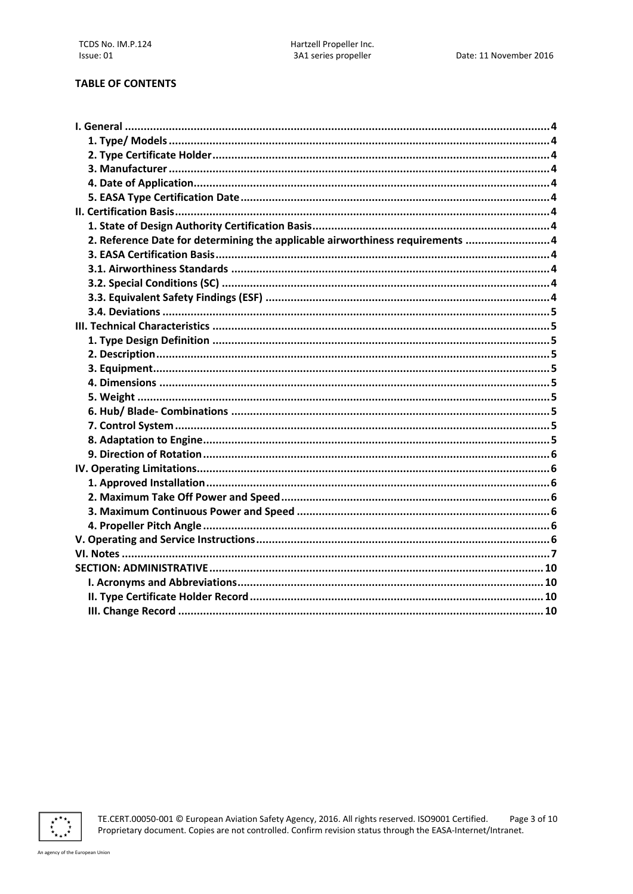**TABLE OF CONTENTS**

| | |
|---|---|
| **I. General** | **4** |
| **1. Type/ Models** | **4** |
| **2. Type Certificate Holder** | **4** |
| **3. Manufacturer** | **4** |
| **4. Date of Application** | **4** |
| **5. EASA Type Certification Date** | **4** |
| **II. Certification Basis** | **4** |
| **1. State of Design Authority Certification Basis** | **4** |
| **2. Reference Date for determining the applicable airworthiness requirements** | **4** |
| **3. EASA Certification Basis** | **4** |
| **3.1. Airworthiness Standards** | **4** |
| **3.2. Special Conditions (SC)** | **4** |
| **3.3. Equivalent Safety Findings (ESF)** | **4** |
| **3.4. Deviations** | **5** |
| **III. Technical Characteristics** | **5** |
| **1. Type Design Definition** | **5** |
| **2. Description** | **5** |
| **3. Equipment** | **5** |
| **4. Dimensions** | **5** |
| **5. Weight** | **5** |
| **6. Hub/ Blade- Combinations** | **5** |
| **7. Control System** | **5** |
| **8. Adaptation to Engine** | **5** |
| **9. Direction of Rotation** | **6** |
| **IV. Operating Limitations** | **6** |
| **1. Approved Installation** | **6** |
| **2. Maximum Take Off Power and Speed** | **6** |
| **3. Maximum Continuous Power and Speed** | **6** |
| **4. Propeller Pitch Angle** | **6** |
| **V. Operating and Service Instructions** | **6** |
| **VI. Notes** | **7** |
| **SECTION: ADMINISTRATIVE** | **10** |
| **I. Acronyms and Abbreviations** | **10** |
| **II. Type Certificate Holder Record** | **10** |
| **III. Change Record** | **10** |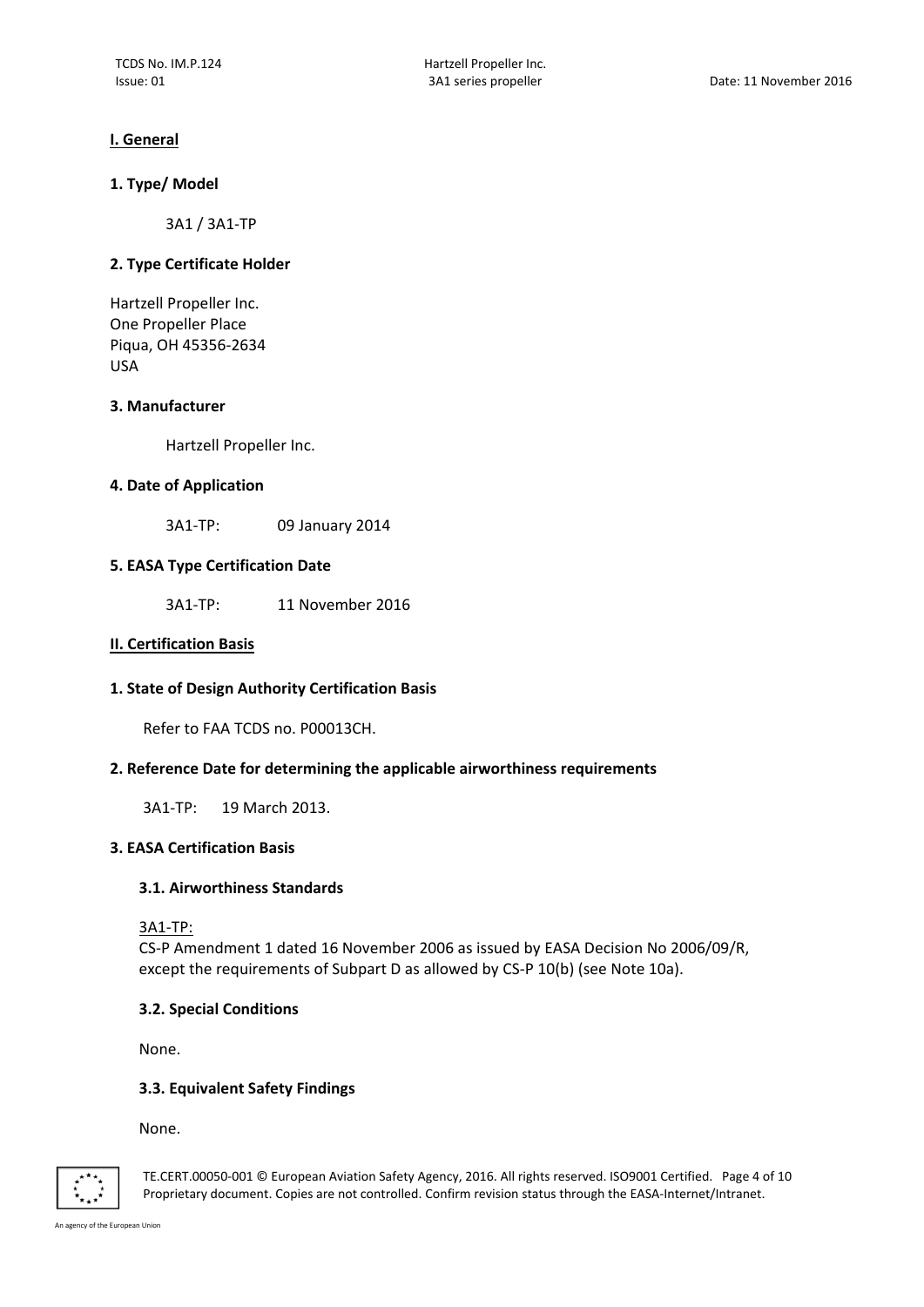## I. General

### 1. Type/ Model

3A1 / 3A1-TP

### 2. Type Certificate Holder

Hartzell Propeller Inc.
One Propeller Place
Piqua, OH 45356-2634
USA

### 3. Manufacturer

Hartzell Propeller Inc.

### 4. Date of Application

3A1-TP: 09 January 2014

### 5. EASA Type Certification Date

3A1-TP: 11 November 2016

## II. Certification Basis

### 1. State of Design Authority Certification Basis

Refer to FAA TCDS no. P00013CH.

### 2. Reference Date for determining the applicable airworthiness requirements

3A1-TP: 19 March 2013.

### 3. EASA Certification Basis

#### 3.1. Airworthiness Standards

3A1-TP:
CS-P Amendment 1 dated 16 November 2006 as issued by EASA Decision No 2006/09/R, except the requirements of Subpart D as allowed by CS-P 10(b) (see Note 10a).

#### 3.2. Special Conditions

None.

#### 3.3. Equivalent Safety Findings

None.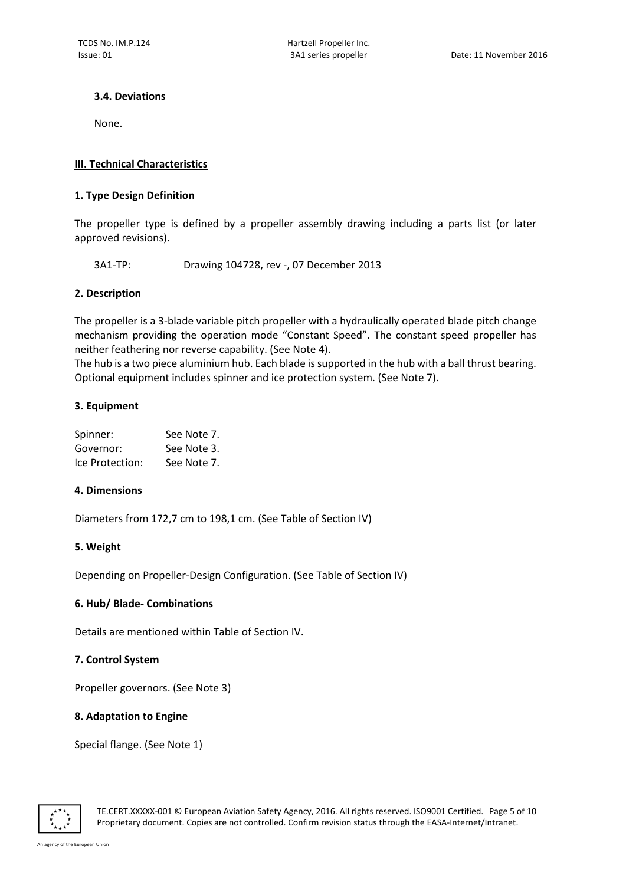### 3.4. Deviations

None.

## III. Technical Characteristics

### 1. Type Design Definition

The propeller type is defined by a propeller assembly drawing including a parts list (or later approved revisions).

3A1-TP: Drawing 104728, rev -, 07 December 2013

### 2. Description

The propeller is a 3-blade variable pitch propeller with a hydraulically operated blade pitch change mechanism providing the operation mode "Constant Speed". The constant speed propeller has neither feathering nor reverse capability. (See Note 4).
The hub is a two piece aluminium hub. Each blade is supported in the hub with a ball thrust bearing. Optional equipment includes spinner and ice protection system. (See Note 7).

### 3. Equipment

| | |
|---|---|
| Spinner: | See Note 7. |
| Governor: | See Note 3. |
| Ice Protection: | See Note 7. |

### 4. Dimensions

Diameters from 172,7 cm to 198,1 cm. (See Table of Section IV)

### 5. Weight

Depending on Propeller-Design Configuration. (See Table of Section IV)

### 6. Hub/ Blade- Combinations

Details are mentioned within Table of Section IV.

### 7. Control System

Propeller governors. (See Note 3)

### 8. Adaptation to Engine

Special flange. (See Note 1)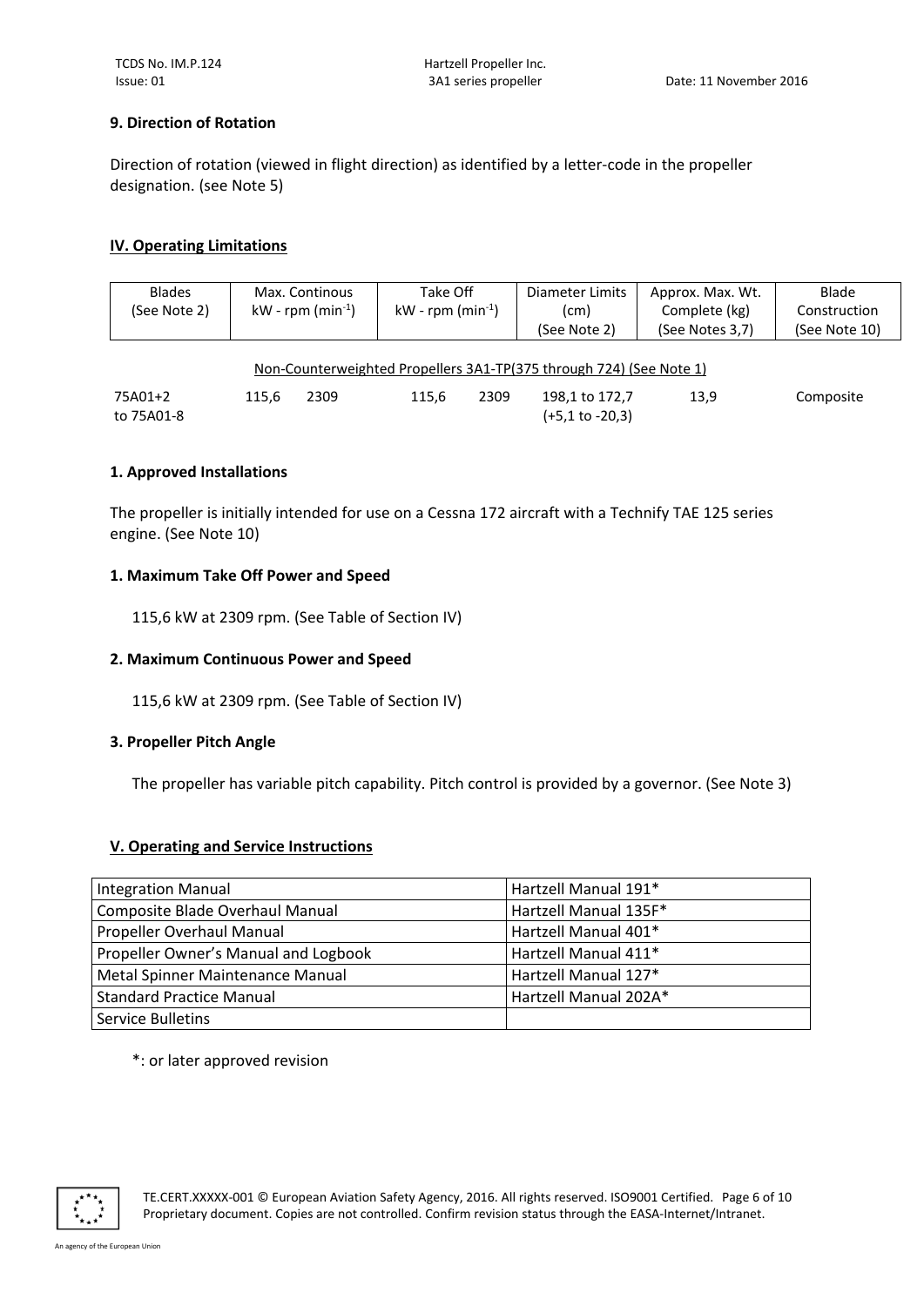### 9. Direction of Rotation

Direction of rotation (viewed in flight direction) as identified by a letter-code in the propeller designation. (see Note 5)

## IV. Operating Limitations

| Blades (See Note 2) | Max. Continous kW - rpm (min$^{-1}$) | | Take Off kW - rpm (min$^{-1}$) | | Diameter Limits (cm) (See Note 2) | Approx. Max. Wt. Complete (kg) (See Notes 3,7) | Blade Construction (See Note 10) |
|---|---|---|---|---|---|---|---|
| Non-Counterweighted Propellers 3A1-TP(375 through 724) (See Note 1) | | | | | | | |
| 75A01+2 to 75A01-8 | 115,6 | 2309 | 115,6 | 2309 | 198,1 to 172,7 (+5,1 to -20,3) | 13,9 | Composite |

### 1. Approved Installations

The propeller is initially intended for use on a Cessna 172 aircraft with a Technify TAE 125 series engine. (See Note 10)

### 1. Maximum Take Off Power and Speed

115,6 kW at 2309 rpm. (See Table of Section IV)

### 2. Maximum Continuous Power and Speed

115,6 kW at 2309 rpm. (See Table of Section IV)

### 3. Propeller Pitch Angle

The propeller has variable pitch capability. Pitch control is provided by a governor. (See Note 3)

## V. Operating and Service Instructions

| | |
|---|---|
| Integration Manual | Hartzell Manual 191* |
| Composite Blade Overhaul Manual | Hartzell Manual 135F* |
| Propeller Overhaul Manual | Hartzell Manual 401* |
| Propeller Owner's Manual and Logbook | Hartzell Manual 411* |
| Metal Spinner Maintenance Manual | Hartzell Manual 127* |
| Standard Practice Manual | Hartzell Manual 202A* |
| Service Bulletins | |

*: or later approved revision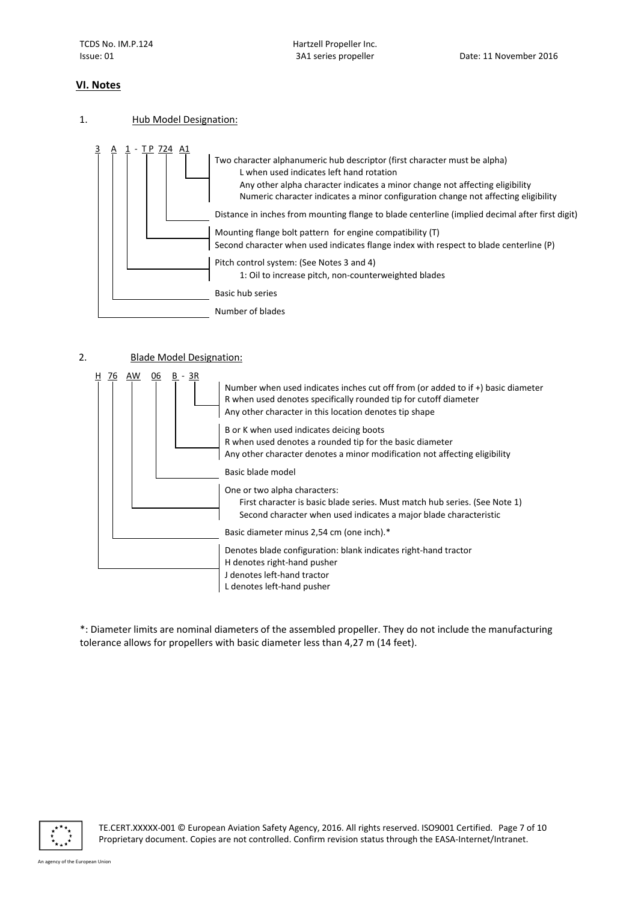## VI. Notes

1. Hub Model Designation:

```
3  A  1 - T P  724  A1
```

- **A1**: Two character alphanumeric hub descriptor (first character must be alpha)
  - L when used indicates left hand rotation
  - Any other alpha character indicates a minor change not affecting eligibility
  - Numeric character indicates a minor configuration change not affecting eligibility
- **724**: Distance in inches from mounting flange to blade centerline (implied decimal after first digit)
- **T P**: Mounting flange bolt pattern for engine compatibility (T)
  Second character when used indicates flange index with respect to blade centerline (P)
- **1**: Pitch control system: (See Notes 3 and 4)
  - 1: Oil to increase pitch, non-counterweighted blades
- **A**: Basic hub series
- **3**: Number of blades

2. Blade Model Designation:

```
H  76  AW  06  B - 3R
```

- **3R**: Number when used indicates inches cut off from (or added to if +) basic diameter
  R when used denotes specifically rounded tip for cutoff diameter
  Any other character in this location denotes tip shape
- **B**: B or K when used indicates deicing boots
  R when used denotes a rounded tip for the basic diameter
  Any other character denotes a minor modification not affecting eligibility
- **06**: Basic blade model
- **AW**: One or two alpha characters:
  - First character is basic blade series. Must match hub series. (See Note 1)
  - Second character when used indicates a major blade characteristic
- **76**: Basic diameter minus 2,54 cm (one inch).*
- **H**: Denotes blade configuration: blank indicates right-hand tractor
  H denotes right-hand pusher
  J denotes left-hand tractor
  L denotes left-hand pusher

*: Diameter limits are nominal diameters of the assembled propeller. They do not include the manufacturing tolerance allows for propellers with basic diameter less than 4,27 m (14 feet).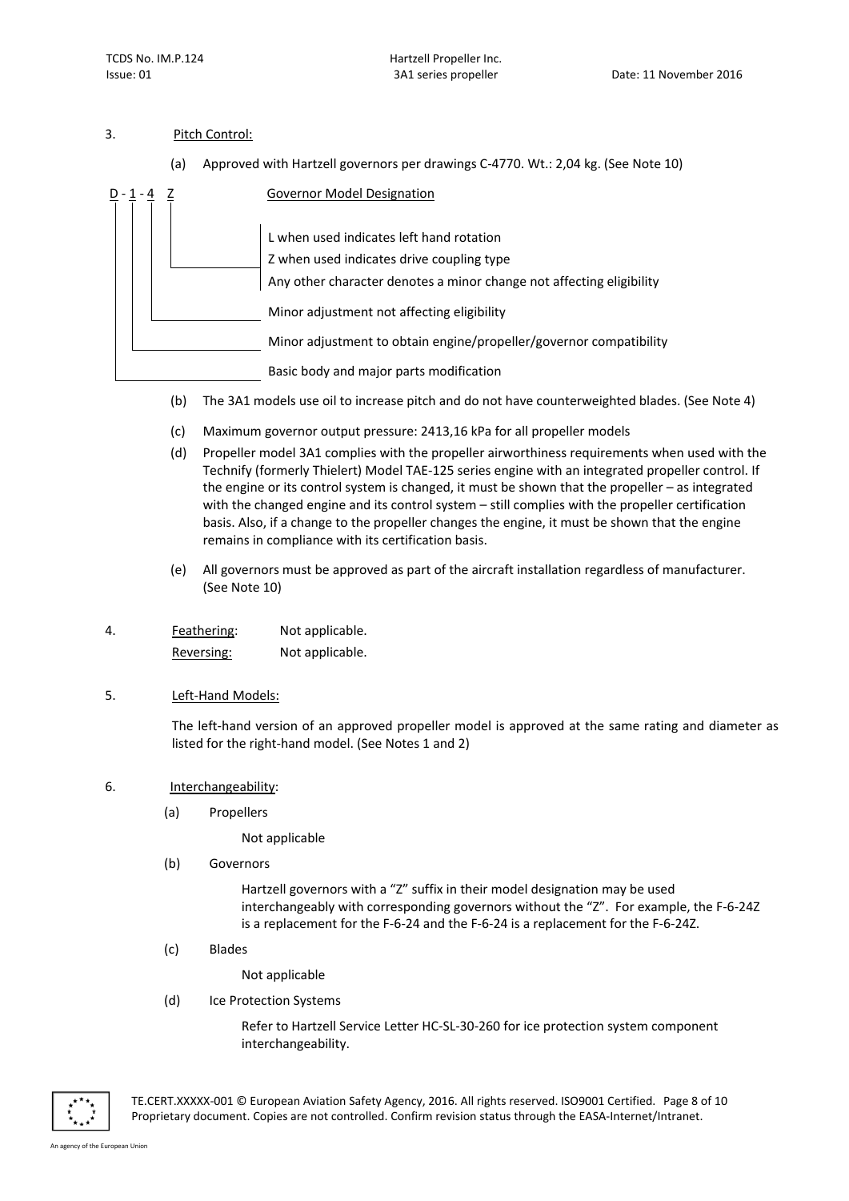3. Pitch Control:

   (a) Approved with Hartzell governors per drawings C-4770. Wt.: 2,04 kg. (See Note 10)

```
D - 1 - 4  Z          Governor Model Designation
|   |   |  |
|   |   |  |_________ L when used indicates left hand rotation
|   |   |             Z when used indicates drive coupling type
|   |   |             Any other character denotes a minor change not affecting eligibility
|   |   |
|   |   |____________ Minor adjustment not affecting eligibility
|   |
|   |________________ Minor adjustment to obtain engine/propeller/governor compatibility
|
|____________________ Basic body and major parts modification
```

   (b) The 3A1 models use oil to increase pitch and do not have counterweighted blades. (See Note 4)

   (c) Maximum governor output pressure: 2413,16 kPa for all propeller models

   (d) Propeller model 3A1 complies with the propeller airworthiness requirements when used with the Technify (formerly Thielert) Model TAE-125 series engine with an integrated propeller control. If the engine or its control system is changed, it must be shown that the propeller – as integrated with the changed engine and its control system – still complies with the propeller certification basis. Also, if a change to the propeller changes the engine, it must be shown that the engine remains in compliance with its certification basis.

   (e) All governors must be approved as part of the aircraft installation regardless of manufacturer. (See Note 10)

4. Feathering: Not applicable.
   Reversing: Not applicable.

5. Left-Hand Models:

   The left-hand version of an approved propeller model is approved at the same rating and diameter as listed for the right-hand model. (See Notes 1 and 2)

6. Interchangeability:

   (a) Propellers

   Not applicable

   (b) Governors

   Hartzell governors with a "Z" suffix in their model designation may be used interchangeably with corresponding governors without the "Z". For example, the F-6-24Z is a replacement for the F-6-24 and the F-6-24 is a replacement for the F-6-24Z.

   (c) Blades

   Not applicable

   (d) Ice Protection Systems

   Refer to Hartzell Service Letter HC-SL-30-260 for ice protection system component interchangeability.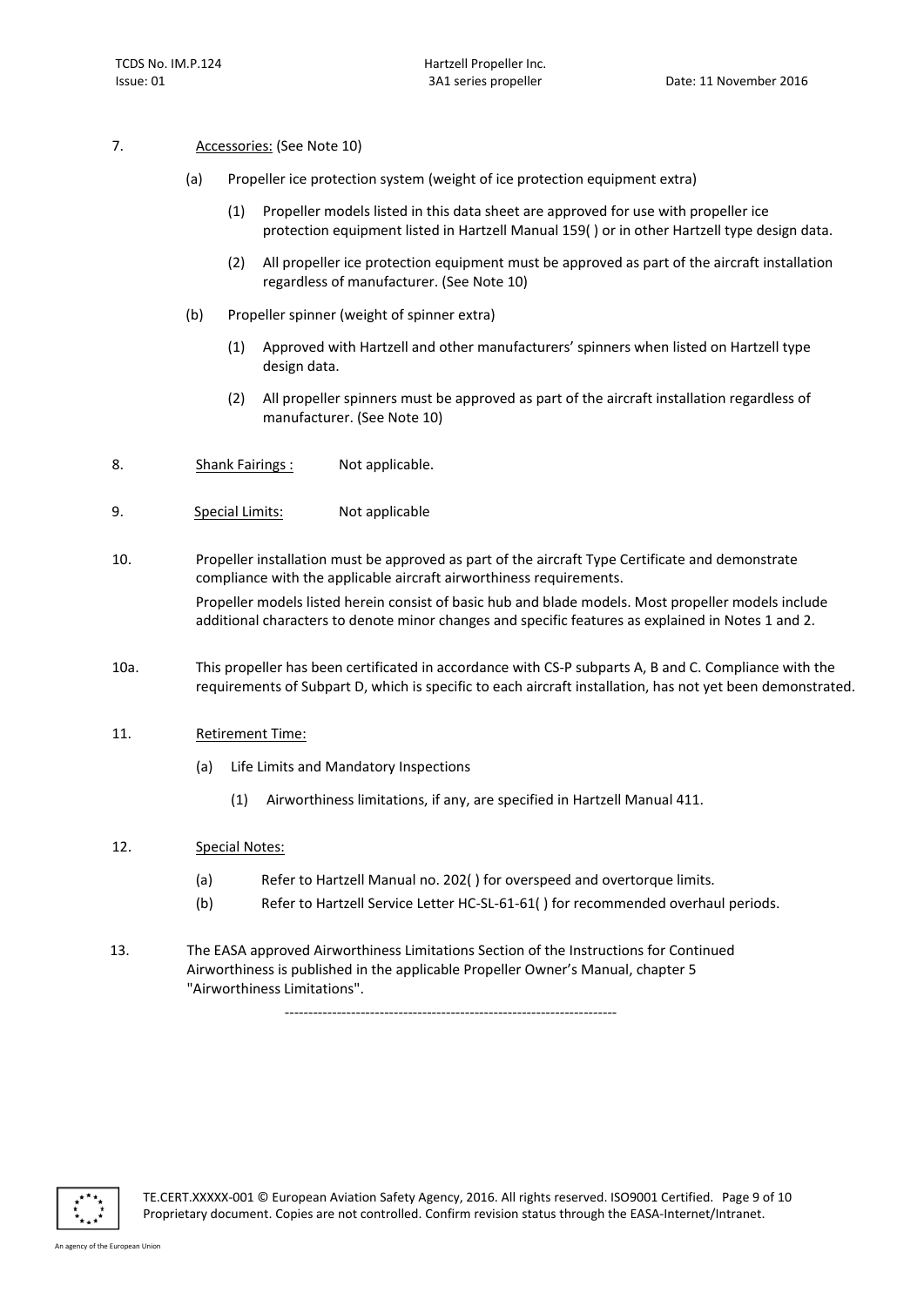7. Accessories: (See Note 10)

   (a) Propeller ice protection system (weight of ice protection equipment extra)

   (1) Propeller models listed in this data sheet are approved for use with propeller ice protection equipment listed in Hartzell Manual 159( ) or in other Hartzell type design data.

   (2) All propeller ice protection equipment must be approved as part of the aircraft installation regardless of manufacturer. (See Note 10)

   (b) Propeller spinner (weight of spinner extra)

   (1) Approved with Hartzell and other manufacturers' spinners when listed on Hartzell type design data.

   (2) All propeller spinners must be approved as part of the aircraft installation regardless of manufacturer. (See Note 10)

8. Shank Fairings : Not applicable.

9. Special Limits: Not applicable

10. Propeller installation must be approved as part of the aircraft Type Certificate and demonstrate compliance with the applicable aircraft airworthiness requirements.

    Propeller models listed herein consist of basic hub and blade models. Most propeller models include additional characters to denote minor changes and specific features as explained in Notes 1 and 2.

10a. This propeller has been certificated in accordance with CS-P subparts A, B and C. Compliance with the requirements of Subpart D, which is specific to each aircraft installation, has not yet been demonstrated.

11. Retirement Time:

    (a) Life Limits and Mandatory Inspections

    (1) Airworthiness limitations, if any, are specified in Hartzell Manual 411.

12. Special Notes:

    (a) Refer to Hartzell Manual no. 202( ) for overspeed and overtorque limits.

    (b) Refer to Hartzell Service Letter HC-SL-61-61( ) for recommended overhaul periods.

13. The EASA approved Airworthiness Limitations Section of the Instructions for Continued Airworthiness is published in the applicable Propeller Owner's Manual, chapter 5 "Airworthiness Limitations".

---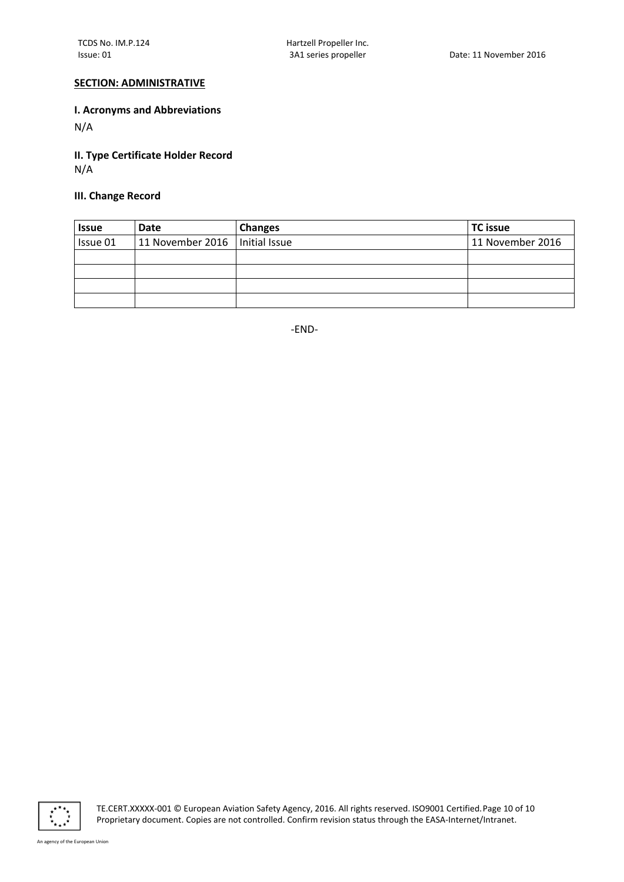**SECTION: ADMINISTRATIVE**

### I. Acronyms and Abbreviations

N/A

### II. Type Certificate Holder Record

N/A

### III. Change Record

| Issue | Date | Changes | TC issue |
|---|---|---|---|
| Issue 01 | 11 November 2016 | Initial Issue | 11 November 2016 |
| | | | |
| | | | |
| | | | |
| | | | |

-END-